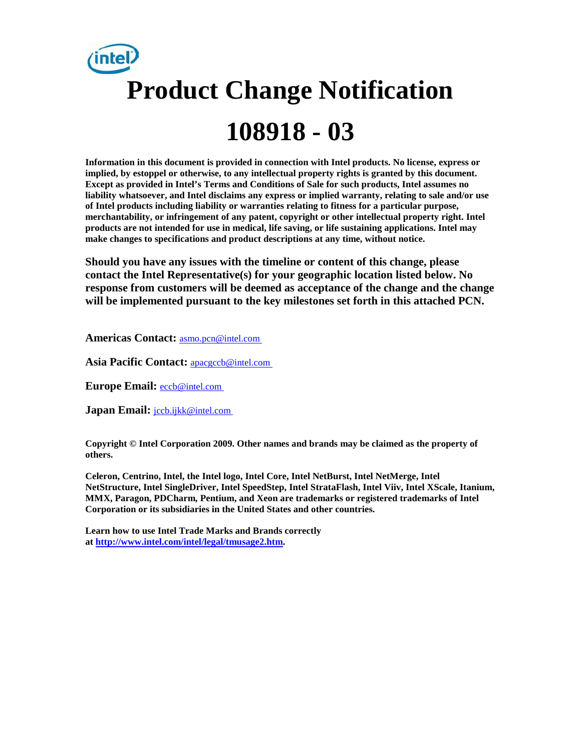# Product Change Notification

# 108918 - 03

**Information in this document is provided in connection with Intel products. No license, express or implied, by estoppel or otherwise, to any intellectual property rights is granted by this document. Except as provided in Intel's Terms and Conditions of Sale for such products, Intel assumes no liability whatsoever, and Intel disclaims any express or implied warranty, relating to sale and/or use of Intel products including liability or warranties relating to fitness for a particular purpose, merchantability, or infringement of any patent, copyright or other intellectual property right. Intel products are not intended for use in medical, life saving, or life sustaining applications. Intel may make changes to specifications and product descriptions at any time, without notice.**

**Should you have any issues with the timeline or content of this change, please contact the Intel Representative(s) for your geographic location listed below. No response from customers will be deemed as acceptance of the change and the change will be implemented pursuant to the key milestones set forth in this attached PCN.**

**Americas Contact:** asmo.pcn@intel.com

**Asia Pacific Contact:** apacgccb@intel.com

**Europe Email:** eccb@intel.com

**Japan Email:** jccb.ijkk@intel.com

**Copyright © Intel Corporation 2009. Other names and brands may be claimed as the property of others.**

**Celeron, Centrino, Intel, the Intel logo, Intel Core, Intel NetBurst, Intel NetMerge, Intel NetStructure, Intel SingleDriver, Intel SpeedStep, Intel StrataFlash, Intel Viiv, Intel XScale, Itanium, MMX, Paragon, PDCharm, Pentium, and Xeon are trademarks or registered trademarks of Intel Corporation or its subsidiaries in the United States and other countries.**

**Learn how to use Intel Trade Marks and Brands correctly at http://www.intel.com/intel/legal/tmusage2.htm.**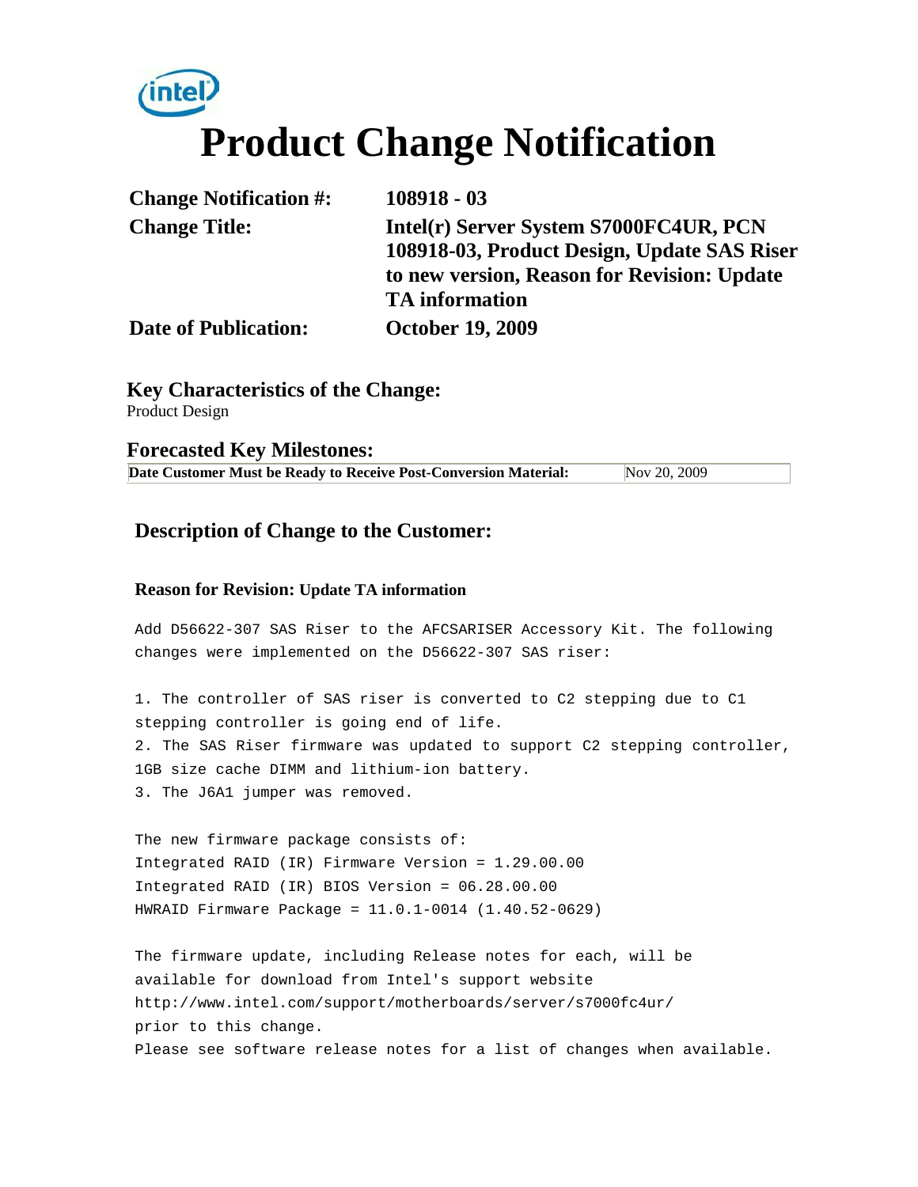# Product Change Notification

| | |
|---|---|
| **Change Notification #:** | **108918 - 03** |
| **Change Title:** | **Intel(r) Server System S7000FC4UR, PCN 108918-03, Product Design, Update SAS Riser to new version, Reason for Revision: Update TA information** |
| **Date of Publication:** | **October 19, 2009** |

## Key Characteristics of the Change:

Product Design

## Forecasted Key Milestones:

| **Date Customer Must be Ready to Receive Post-Conversion Material:** | Nov 20, 2009 |
|---|---|

## Description of Change to the Customer:

**Reason for Revision: Update TA information**

Add D56622-307 SAS Riser to the AFCSARISER Accessory Kit. The following changes were implemented on the D56622-307 SAS riser:

1. The controller of SAS riser is converted to C2 stepping due to C1 stepping controller is going end of life.
2. The SAS Riser firmware was updated to support C2 stepping controller, 1GB size cache DIMM and lithium-ion battery.
3. The J6A1 jumper was removed.

The new firmware package consists of:
Integrated RAID (IR) Firmware Version = 1.29.00.00
Integrated RAID (IR) BIOS Version = 06.28.00.00
HWRAID Firmware Package = 11.0.1-0014 (1.40.52-0629)

The firmware update, including Release notes for each, will be available for download from Intel's support website http://www.intel.com/support/motherboards/server/s7000fc4ur/ prior to this change.
Please see software release notes for a list of changes when available.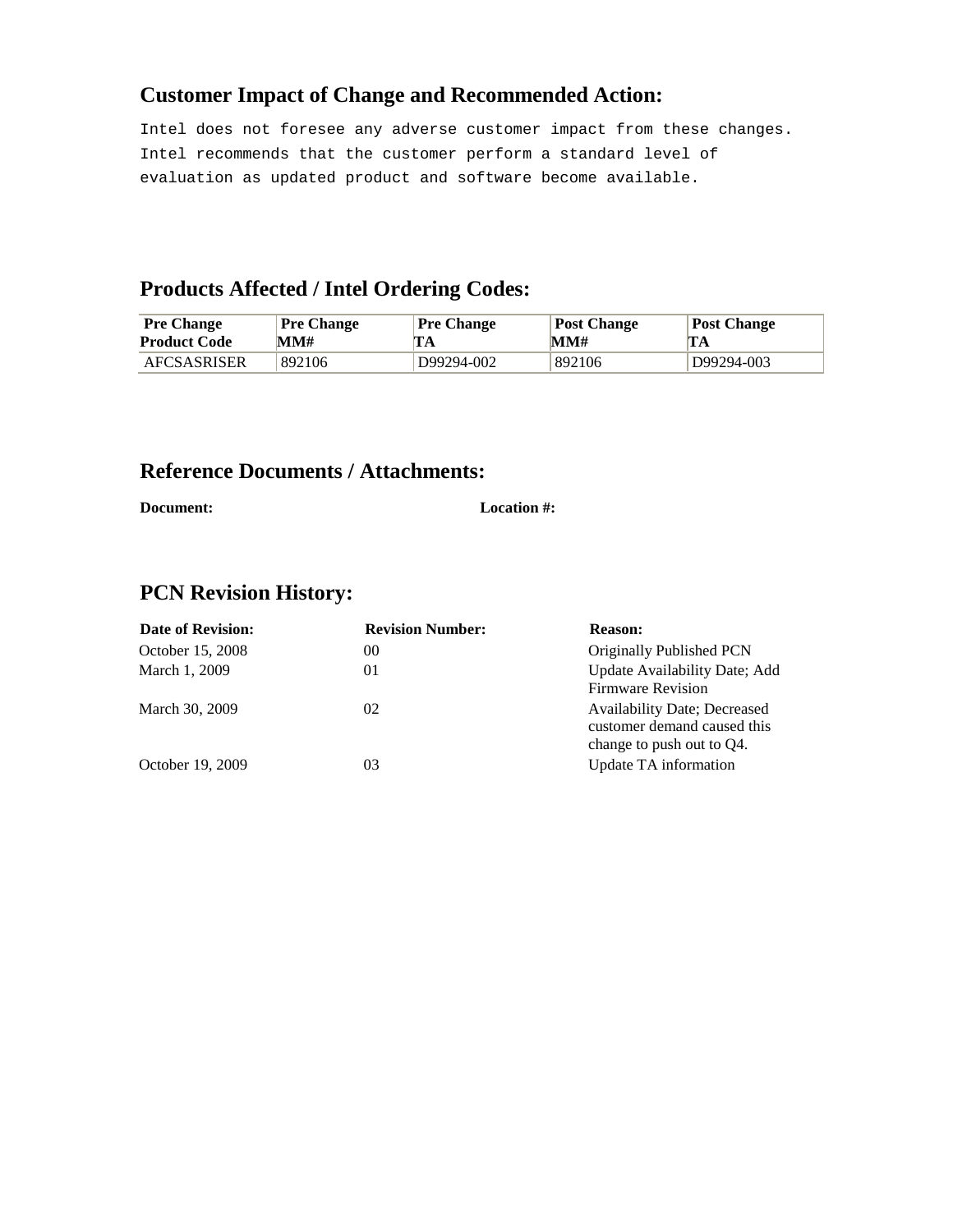## Customer Impact of Change and Recommended Action:

Intel does not foresee any adverse customer impact from these changes. Intel recommends that the customer perform a standard level of evaluation as updated product and software become available.

## Products Affected / Intel Ordering Codes:

| Pre Change Product Code | Pre Change MM# | Pre Change TA | Post Change MM# | Post Change TA |
|---|---|---|---|---|
| AFCSASRISER | 892106 | D99294-002 | 892106 | D99294-003 |

## Reference Documents / Attachments:

**Document:** **Location #:**

## PCN Revision History:

| Date of Revision: | Revision Number: | Reason: |
|---|---|---|
| October 15, 2008 | 00 | Originally Published PCN |
| March 1, 2009 | 01 | Update Availability Date; Add Firmware Revision |
| March 30, 2009 | 02 | Availability Date; Decreased customer demand caused this change to push out to Q4. |
| October 19, 2009 | 03 | Update TA information |